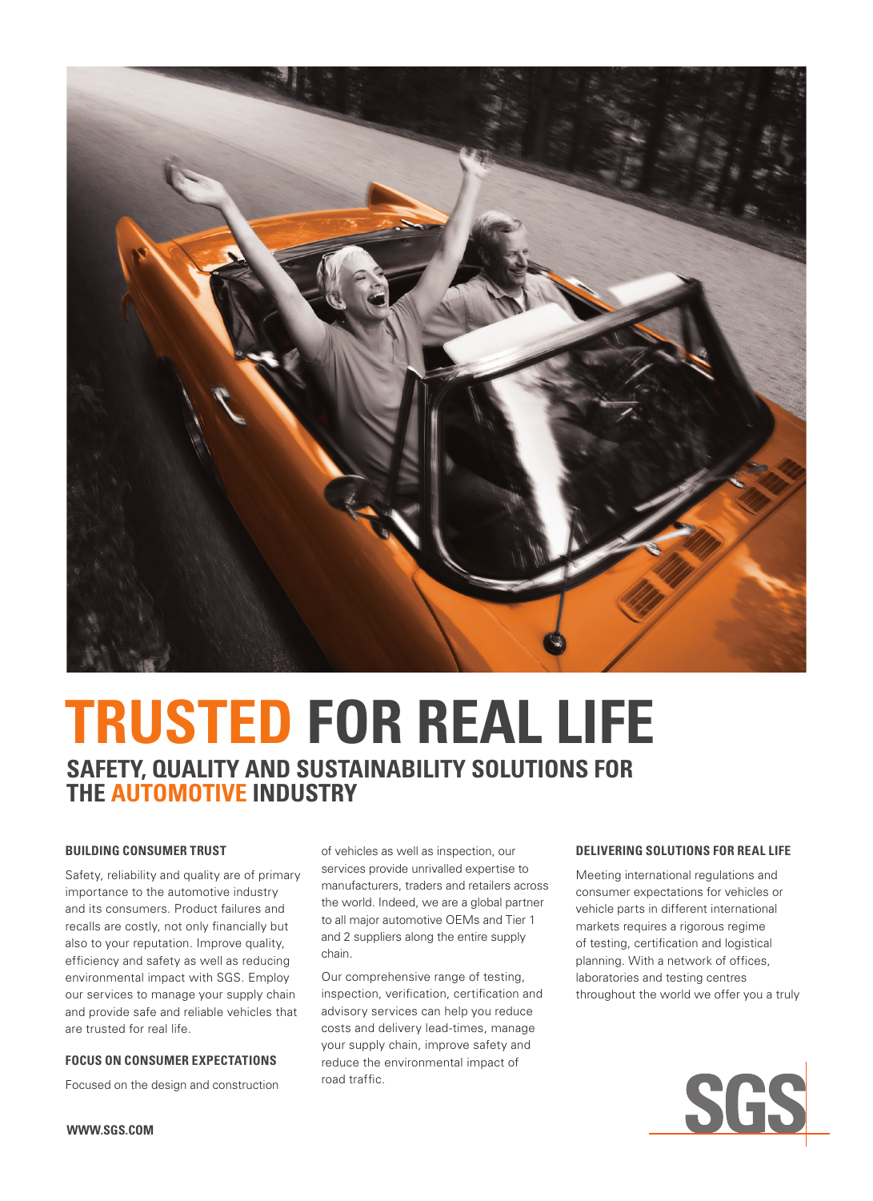# TRUSTED FOR REAL LIFE

## SAFETY, QUALITY AND SUSTAINABILITY SOLUTIONS FOR THE AUTOMOTIVE INDUSTRY

### BUILDING CONSUMER TRUST

Safety, reliability and quality are of primary importance to the automotive industry and its consumers. Product failures and recalls are costly, not only financially but also to your reputation. Improve quality, efficiency and safety as well as reducing environmental impact with SGS. Employ our services to manage your supply chain and provide safe and reliable vehicles that are trusted for real life.

### FOCUS ON CONSUMER EXPECTATIONS

Focused on the design and construction of vehicles as well as inspection, our services provide unrivalled expertise to manufacturers, traders and retailers across the world. Indeed, we are a global partner to all major automotive OEMs and Tier 1 and 2 suppliers along the entire supply chain.

Our comprehensive range of testing, inspection, verification, certification and advisory services can help you reduce costs and delivery lead-times, manage your supply chain, improve safety and reduce the environmental impact of road traffic.

### DELIVERING SOLUTIONS FOR REAL LIFE

Meeting international regulations and consumer expectations for vehicles or vehicle parts in different international markets requires a rigorous regime of testing, certification and logistical planning. With a network of offices, laboratories and testing centres throughout the world we offer you a truly

WWW.SGS.COM

SGS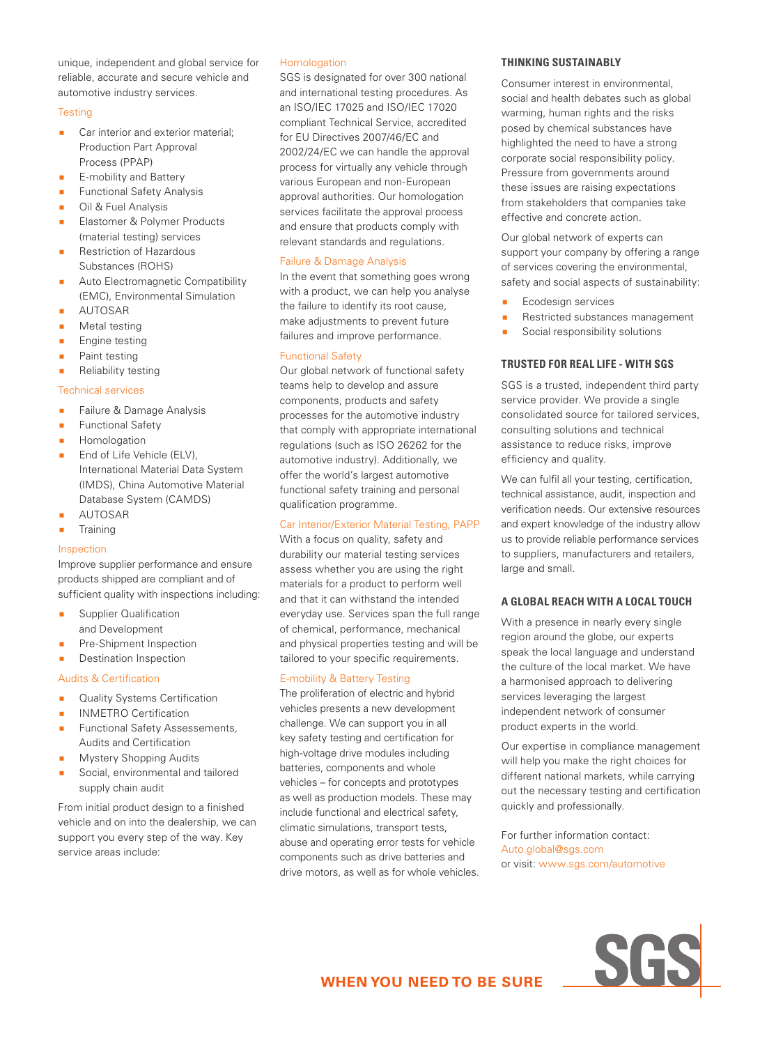unique, independent and global service for reliable, accurate and secure vehicle and automotive industry services.

### Testing

- Car interior and exterior material; Production Part Approval Process (PPAP)
- E-mobility and Battery
- Functional Safety Analysis
- Oil & Fuel Analysis
- Elastomer & Polymer Products (material testing) services
- Restriction of Hazardous Substances (ROHS)
- Auto Electromagnetic Compatibility (EMC), Environmental Simulation
- AUTOSAR
- Metal testing
- Engine testing
- Paint testing
- Reliability testing

### Technical services

- Failure & Damage Analysis
- Functional Safety
- Homologation
- End of Life Vehicle (ELV), International Material Data System (IMDS), China Automotive Material Database System (CAMDS)
- AUTOSAR
- Training

### Inspection

Improve supplier performance and ensure products shipped are compliant and of sufficient quality with inspections including:

- Supplier Qualification and Development
- Pre-Shipment Inspection
- Destination Inspection

### Audits & Certification

- Quality Systems Certification
- INMETRO Certification
- Functional Safety Assessements, Audits and Certification
- Mystery Shopping Audits
- Social, environmental and tailored supply chain audit

From initial product design to a finished vehicle and on into the dealership, we can support you every step of the way. Key service areas include:

### Homologation

SGS is designated for over 300 national and international testing procedures. As an ISO/IEC 17025 and ISO/IEC 17020 compliant Technical Service, accredited for EU Directives 2007/46/EC and 2002/24/EC we can handle the approval process for virtually any vehicle through various European and non-European approval authorities. Our homologation services facilitate the approval process and ensure that products comply with relevant standards and regulations.

### Failure & Damage Analysis

In the event that something goes wrong with a product, we can help you analyse the failure to identify its root cause, make adjustments to prevent future failures and improve performance.

### Functional Safety

Our global network of functional safety teams help to develop and assure components, products and safety processes for the automotive industry that comply with appropriate international regulations (such as ISO 26262 for the automotive industry). Additionally, we offer the world's largest automotive functional safety training and personal qualification programme.

### Car Interior/Exterior Material Testing, PAPP

With a focus on quality, safety and durability our material testing services assess whether you are using the right materials for a product to perform well and that it can withstand the intended everyday use. Services span the full range of chemical, performance, mechanical and physical properties testing and will be tailored to your specific requirements.

### E-mobility & Battery Testing

The proliferation of electric and hybrid vehicles presents a new development challenge. We can support you in all key safety testing and certification for high-voltage drive modules including batteries, components and whole vehicles – for concepts and prototypes as well as production models. These may include functional and electrical safety, climatic simulations, transport tests, abuse and operating error tests for vehicle components such as drive batteries and drive motors, as well as for whole vehicles.

## THINKING SUSTAINABLY

Consumer interest in environmental, social and health debates such as global warming, human rights and the risks posed by chemical substances have highlighted the need to have a strong corporate social responsibility policy. Pressure from governments around these issues are raising expectations from stakeholders that companies take effective and concrete action.

Our global network of experts can support your company by offering a range of services covering the environmental, safety and social aspects of sustainability:

- Ecodesign services
- Restricted substances management
- Social responsibility solutions

## TRUSTED FOR REAL LIFE - WITH SGS

SGS is a trusted, independent third party service provider. We provide a single consolidated source for tailored services, consulting solutions and technical assistance to reduce risks, improve efficiency and quality.

We can fulfil all your testing, certification, technical assistance, audit, inspection and verification needs. Our extensive resources and expert knowledge of the industry allow us to provide reliable performance services to suppliers, manufacturers and retailers, large and small.

## A GLOBAL REACH WITH A LOCAL TOUCH

With a presence in nearly every single region around the globe, our experts speak the local language and understand the culture of the local market. We have a harmonised approach to delivering services leveraging the largest independent network of consumer product experts in the world.

Our expertise in compliance management will help you make the right choices for different national markets, while carrying out the necessary testing and certification quickly and professionally.

For further information contact:
Auto.global@sgs.com
or visit: www.sgs.com/automotive

WHEN YOU NEED TO BE SURE

SGS